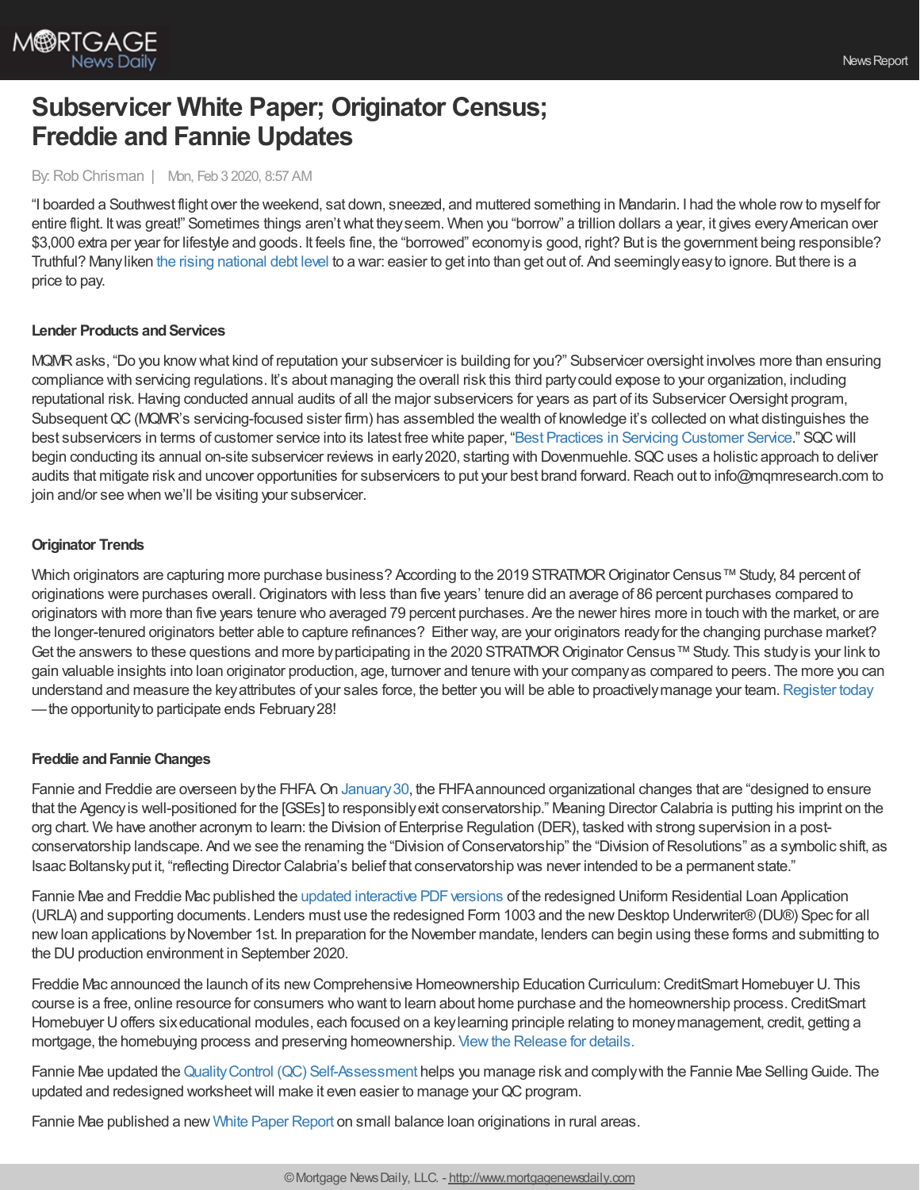# Subservicer White Paper; Originator Census; Freddie and Fannie Updates

By: Rob Chrisman | Mon, Feb 3 2020, 8:57 AM

"I boarded a Southwest flight over the weekend, sat down, sneezed, and muttered something in Mandarin. I had the whole row to myself for entire flight. It was great!" Sometimes things aren't what they seem. When you "borrow" a trillion dollars a year, it gives every American over $3,000 extra per year for lifestyle and goods. It feels fine, the "borrowed" economy is good, right? But is the government being responsible? Truthful? Many liken the rising national debt level to a war: easier to get into than get out of. And seemingly easy to ignore. But there is a price to pay.

### Lender Products and Services

MQMR asks, "Do you know what kind of reputation your subservicer is building for you?" Subservicer oversight involves more than ensuring compliance with servicing regulations. It's about managing the overall risk this third party could expose to your organization, including reputational risk. Having conducted annual audits of all the major subservicers for years as part of its Subservicer Oversight program, Subsequent QC (MQMR's servicing-focused sister firm) has assembled the wealth of knowledge it's collected on what distinguishes the best subservicers in terms of customer service into its latest free white paper, "Best Practices in Servicing Customer Service." SQC will begin conducting its annual on-site subservicer reviews in early 2020, starting with Dovenmuehle. SQC uses a holistic approach to deliver audits that mitigate risk and uncover opportunities for subservicers to put your best brand forward. Reach out to info@mqmresearch.com to join and/or see when we'll be visiting your subservicer.

### Originator Trends

Which originators are capturing more purchase business? According to the 2019 STRATMOR Originator Census™ Study, 84 percent of originations were purchases overall. Originators with less than five years' tenure did an average of 86 percent purchases compared to originators with more than five years tenure who averaged 79 percent purchases. Are the newer hires more in touch with the market, or are the longer-tenured originators better able to capture refinances? Either way, are your originators ready for the changing purchase market? Get the answers to these questions and more by participating in the 2020 STRATMOR Originator Census™ Study. This study is your link to gain valuable insights into loan originator production, age, turnover and tenure with your company as compared to peers. The more you can understand and measure the key attributes of your sales force, the better you will be able to proactively manage your team. Register today —the opportunity to participate ends February 28!

### Freddie and Fannie Changes

Fannie and Freddie are overseen by the FHFA. On January 30, the FHFA announced organizational changes that are "designed to ensure that the Agency is well-positioned for the [GSEs] to responsibly exit conservatorship." Meaning Director Calabria is putting his imprint on the org chart. We have another acronym to learn: the Division of Enterprise Regulation (DER), tasked with strong supervision in a post-conservatorship landscape. And we see the renaming the "Division of Conservatorship" the "Division of Resolutions" as a symbolic shift, as Isaac Boltansky put it, "reflecting Director Calabria's belief that conservatorship was never intended to be a permanent state."

Fannie Mae and Freddie Mac published the updated interactive PDF versions of the redesigned Uniform Residential Loan Application (URLA) and supporting documents. Lenders must use the redesigned Form 1003 and the new Desktop Underwriter® (DU®) Spec for all new loan applications by November 1st. In preparation for the November mandate, lenders can begin using these forms and submitting to the DU production environment in September 2020.

Freddie Mac announced the launch of its new Comprehensive Homeownership Education Curriculum: CreditSmart Homebuyer U. This course is a free, online resource for consumers who want to learn about home purchase and the homeownership process. CreditSmart Homebuyer U offers six educational modules, each focused on a key learning principle relating to money management, credit, getting a mortgage, the homebuying process and preserving homeownership. View the Release for details.

Fannie Mae updated the Quality Control (QC) Self-Assessment helps you manage risk and comply with the Fannie Mae Selling Guide. The updated and redesigned worksheet will make it even easier to manage your QC program.

Fannie Mae published a new White Paper Report on small balance loan originations in rural areas.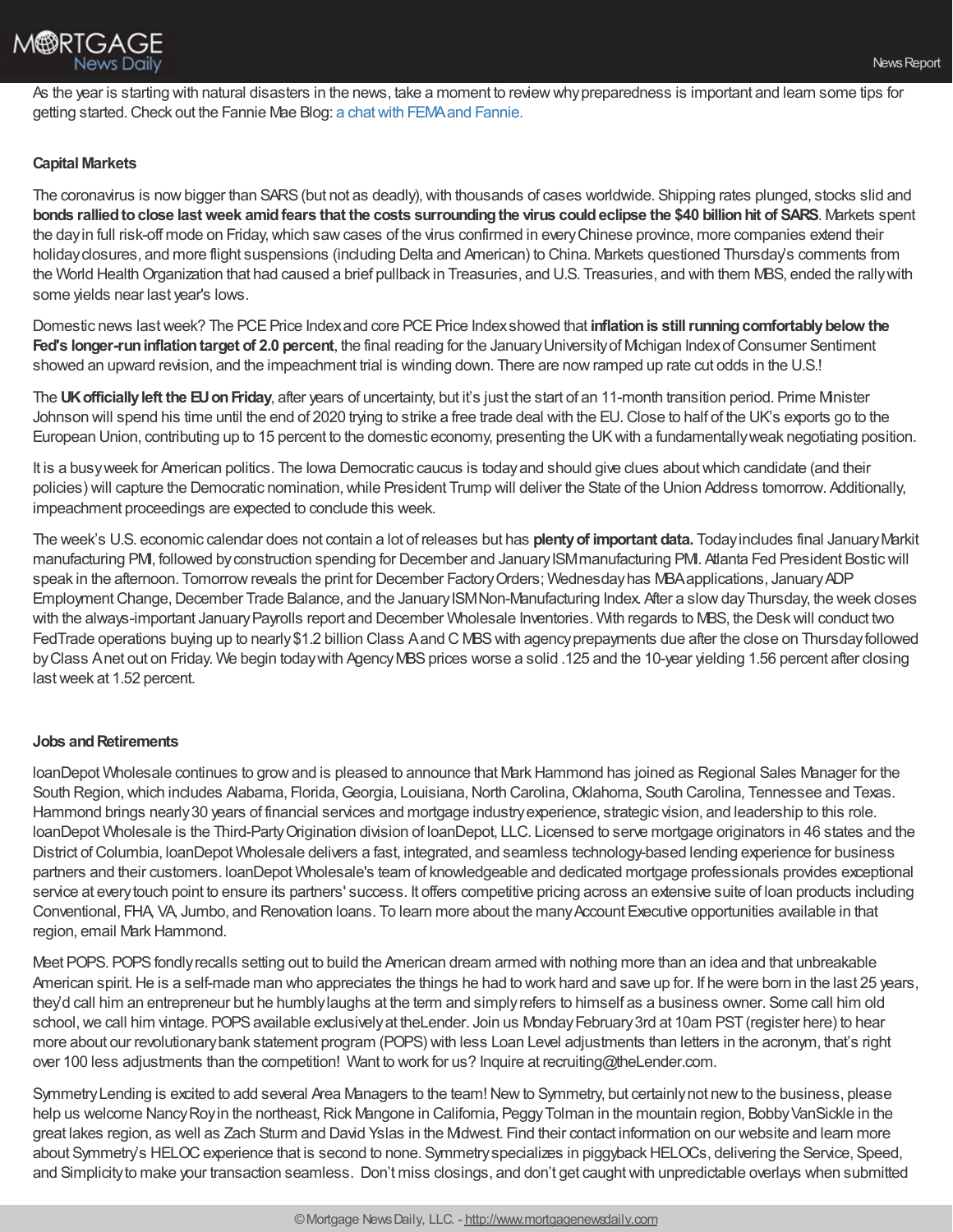As the year is starting with natural disasters in the news, take a moment to review why preparedness is important and learn some tips for getting started. Check out the Fannie Mae Blog: a chat with FEMA and Fannie.

**Capital Markets**

The coronavirus is now bigger than SARS (but not as deadly), with thousands of cases worldwide. Shipping rates plunged, stocks slid and **bonds rallied to close last week amid fears that the costs surrounding the virus could eclipse the $40 billion hit of SARS**. Markets spent the day in full risk-off mode on Friday, which saw cases of the virus confirmed in every Chinese province, more companies extend their holiday closures, and more flight suspensions (including Delta and American) to China. Markets questioned Thursday's comments from the World Health Organization that had caused a brief pullback in Treasuries, and U.S. Treasuries, and with them MBS, ended the rally with some yields near last year's lows.

Domestic news last week? The PCE Price Index and core PCE Price Index showed that **inflation is still running comfortably below the Fed's longer-run inflation target of 2.0 percent**, the final reading for the January University of Michigan Index of Consumer Sentiment showed an upward revision, and the impeachment trial is winding down. There are now ramped up rate cut odds in the U.S.!

The **UK officially left the EU on Friday**, after years of uncertainty, but it's just the start of an 11-month transition period. Prime Minister Johnson will spend his time until the end of 2020 trying to strike a free trade deal with the EU. Close to half of the UK's exports go to the European Union, contributing up to 15 percent to the domestic economy, presenting the UK with a fundamentally weak negotiating position.

It is a busy week for American politics. The Iowa Democratic caucus is today and should give clues about which candidate (and their policies) will capture the Democratic nomination, while President Trump will deliver the State of the Union Address tomorrow. Additionally, impeachment proceedings are expected to conclude this week.

The week's U.S. economic calendar does not contain a lot of releases but has **plenty of important data.** Today includes final January Markit manufacturing PMI, followed by construction spending for December and January ISM manufacturing PMI. Atlanta Fed President Bostic will speak in the afternoon. Tomorrow reveals the print for December Factory Orders; Wednesday has MBA applications, January ADP Employment Change, December Trade Balance, and the January ISM Non-Manufacturing Index. After a slow day Thursday, the week closes with the always-important January Payrolls report and December Wholesale Inventories. With regards to MBS, the Desk will conduct two FedTrade operations buying up to nearly $1.2 billion Class A and C MBS with agency prepayments due after the close on Thursday followed by Class A net out on Friday. We begin today with Agency MBS prices worse a solid .125 and the 10-year yielding 1.56 percent after closing last week at 1.52 percent.

**Jobs and Retirements**

loanDepot Wholesale continues to grow and is pleased to announce that Mark Hammond has joined as Regional Sales Manager for the South Region, which includes Alabama, Florida, Georgia, Louisiana, North Carolina, Oklahoma, South Carolina, Tennessee and Texas. Hammond brings nearly 30 years of financial services and mortgage industry experience, strategic vision, and leadership to this role. loanDepot Wholesale is the Third-Party Origination division of loanDepot, LLC. Licensed to serve mortgage originators in 46 states and the District of Columbia, loanDepot Wholesale delivers a fast, integrated, and seamless technology-based lending experience for business partners and their customers. loanDepot Wholesale's team of knowledgeable and dedicated mortgage professionals provides exceptional service at every touch point to ensure its partners' success. It offers competitive pricing across an extensive suite of loan products including Conventional, FHA, VA, Jumbo, and Renovation loans. To learn more about the many Account Executive opportunities available in that region, email Mark Hammond.

Meet POPS. POPS fondly recalls setting out to build the American dream armed with nothing more than an idea and that unbreakable American spirit. He is a self-made man who appreciates the things he had to work hard and save up for. If he were born in the last 25 years, they'd call him an entrepreneur but he humbly laughs at the term and simply refers to himself as a business owner. Some call him old school, we call him vintage. POPS available exclusively at theLender. Join us Monday February 3rd at 10am PST (register here) to hear more about our revolutionary bank statement program (POPS) with less Loan Level adjustments than letters in the acronym, that's right over 100 less adjustments than the competition! Want to work for us? Inquire at recruiting@theLender.com.

Symmetry Lending is excited to add several Area Managers to the team! New to Symmetry, but certainly not new to the business, please help us welcome Nancy Roy in the northeast, Rick Mangone in California, Peggy Tolman in the mountain region, Bobby VanSickle in the great lakes region, as well as Zach Sturm and David Yslas in the Midwest. Find their contact information on our website and learn more about Symmetry's HELOC experience that is second to none. Symmetry specializes in piggyback HELOCs, delivering the Service, Speed, and Simplicity to make your transaction seamless. Don't miss closings, and don't get caught with unpredictable overlays when submitted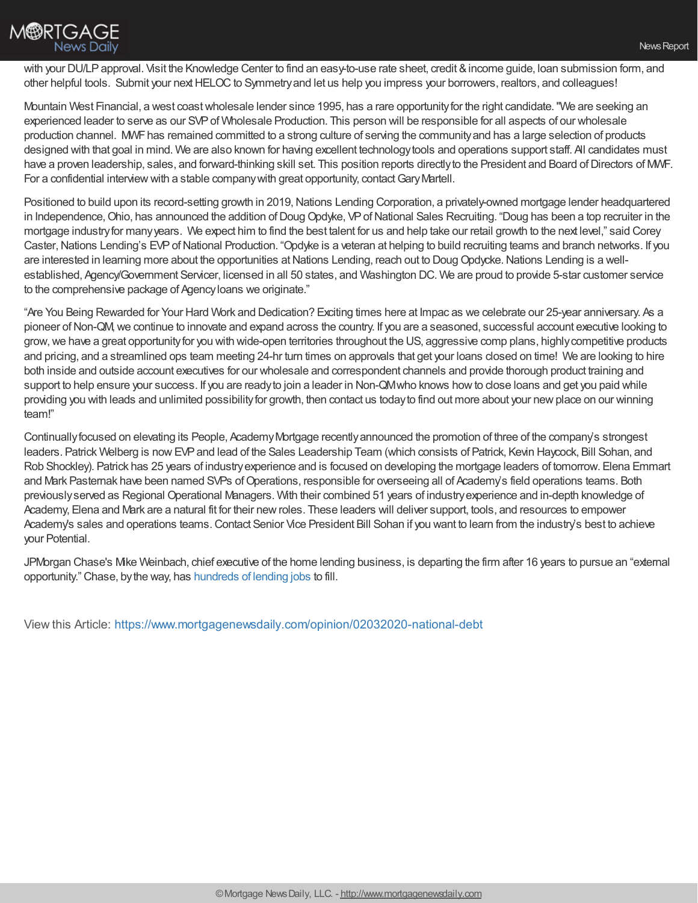with your DU/LP approval. Visit the Knowledge Center to find an easy-to-use rate sheet, credit & income guide, loan submission form, and other helpful tools. Submit your next HELOC to Symmetry and let us help you impress your borrowers, realtors, and colleagues!

Mountain West Financial, a west coast wholesale lender since 1995, has a rare opportunity for the right candidate. "We are seeking an experienced leader to serve as our SVP of Wholesale Production. This person will be responsible for all aspects of our wholesale production channel. MWF has remained committed to a strong culture of serving the community and has a large selection of products designed with that goal in mind. We are also known for having excellent technology tools and operations support staff. All candidates must have a proven leadership, sales, and forward-thinking skill set. This position reports directly to the President and Board of Directors of MWF. For a confidential interview with a stable company with great opportunity, contact Gary Martell.

Positioned to build upon its record-setting growth in 2019, Nations Lending Corporation, a privately-owned mortgage lender headquartered in Independence, Ohio, has announced the addition of Doug Opdyke, VP of National Sales Recruiting. “Doug has been a top recruiter in the mortgage industry for many years. We expect him to find the best talent for us and help take our retail growth to the next level,” said Corey Caster, Nations Lending’s EVP of National Production. “Opdyke is a veteran at helping to build recruiting teams and branch networks. If you are interested in learning more about the opportunities at Nations Lending, reach out to Doug Opdycke. Nations Lending is a well-established, Agency/Government Servicer, licensed in all 50 states, and Washington DC. We are proud to provide 5-star customer service to the comprehensive package of Agency loans we originate.”

“Are You Being Rewarded for Your Hard Work and Dedication? Exciting times here at Impac as we celebrate our 25-year anniversary. As a pioneer of Non-QM, we continue to innovate and expand across the country. If you are a seasoned, successful account executive looking to grow, we have a great opportunity for you with wide-open territories throughout the US, aggressive comp plans, highly competitive products and pricing, and a streamlined ops team meeting 24-hr turn times on approvals that get your loans closed on time! We are looking to hire both inside and outside account executives for our wholesale and correspondent channels and provide thorough product training and support to help ensure your success. If you are ready to join a leader in Non-QM who knows how to close loans and get you paid while providing you with leads and unlimited possibility for growth, then contact us today to find out more about your new place on our winning team!”

Continually focused on elevating its People, Academy Mortgage recently announced the promotion of three of the company’s strongest leaders. Patrick Welberg is now EVP and lead of the Sales Leadership Team (which consists of Patrick, Kevin Haycock, Bill Sohan, and Rob Shockley). Patrick has 25 years of industry experience and is focused on developing the mortgage leaders of tomorrow. Elena Emmart and Mark Pasternak have been named SVPs of Operations, responsible for overseeing all of Academy’s field operations teams. Both previously served as Regional Operational Managers. With their combined 51 years of industry experience and in-depth knowledge of Academy, Elena and Mark are a natural fit for their new roles. These leaders will deliver support, tools, and resources to empower Academy's sales and operations teams. Contact Senior Vice President Bill Sohan if you want to learn from the industry’s best to achieve your Potential.

JPMorgan Chase's Mike Weinbach, chief executive of the home lending business, is departing the firm after 16 years to pursue an “external opportunity.” Chase, by the way, has hundreds of lending jobs to fill.

View this Article: https://www.mortgagenewsdaily.com/opinion/02032020-national-debt